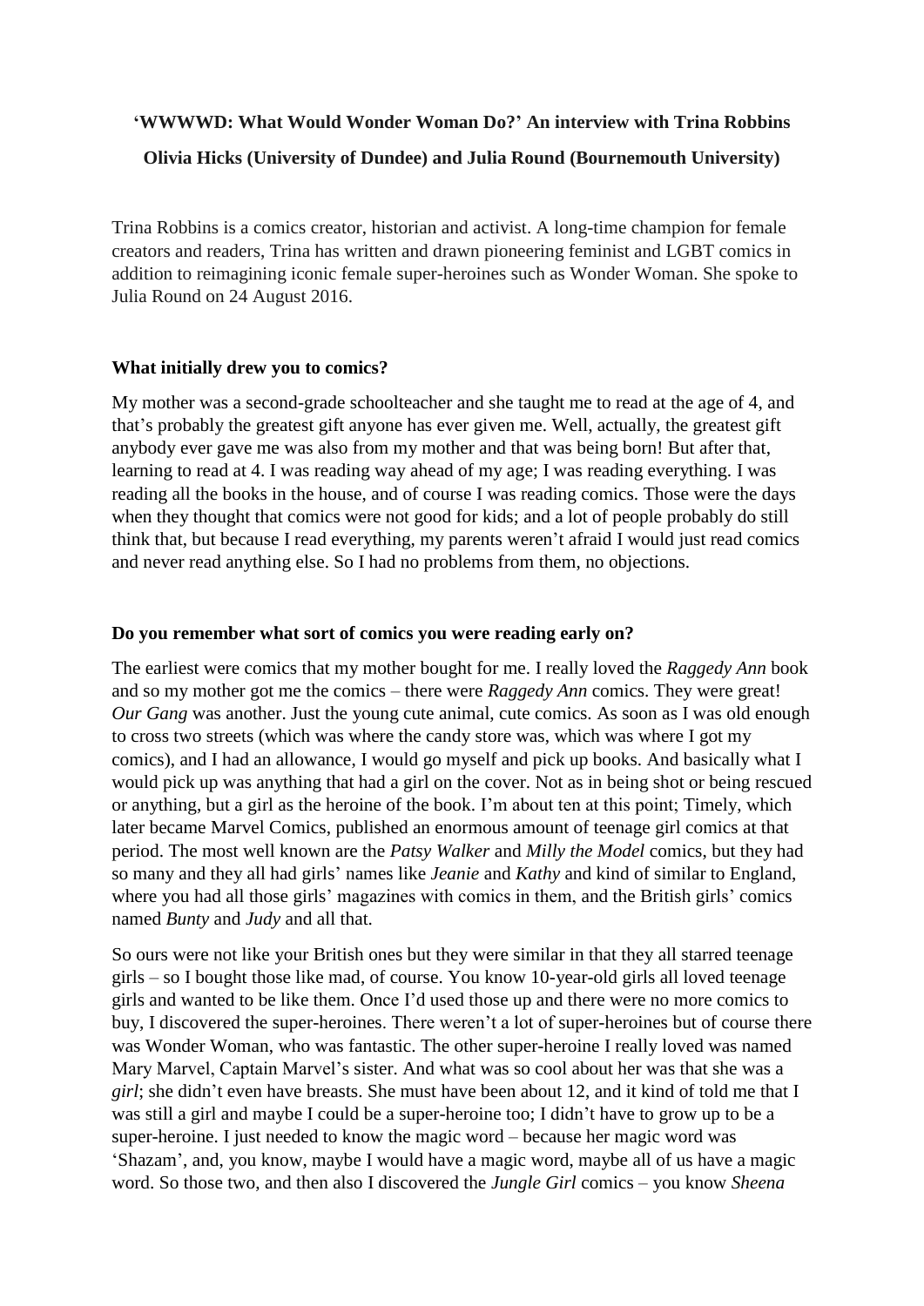# 'WWWWD: What Would Wonder Woman Do?' An interview with Trina Robbins

**Olivia Hicks (University of Dundee) and Julia Round (Bournemouth University)**

Trina Robbins is a comics creator, historian and activist. A long-time champion for female creators and readers, Trina has written and drawn pioneering feminist and LGBT comics in addition to reimagining iconic female super-heroines such as Wonder Woman. She spoke to Julia Round on 24 August 2016.

### What initially drew you to comics?

My mother was a second-grade schoolteacher and she taught me to read at the age of 4, and that's probably the greatest gift anyone has ever given me. Well, actually, the greatest gift anybody ever gave me was also from my mother and that was being born! But after that, learning to read at 4. I was reading way ahead of my age; I was reading everything. I was reading all the books in the house, and of course I was reading comics. Those were the days when they thought that comics were not good for kids; and a lot of people probably do still think that, but because I read everything, my parents weren't afraid I would just read comics and never read anything else. So I had no problems from them, no objections.

### Do you remember what sort of comics you were reading early on?

The earliest were comics that my mother bought for me. I really loved the *Raggedy Ann* book and so my mother got me the comics – there were *Raggedy Ann* comics. They were great! *Our Gang* was another. Just the young cute animal, cute comics. As soon as I was old enough to cross two streets (which was where the candy store was, which was where I got my comics), and I had an allowance, I would go myself and pick up books. And basically what I would pick up was anything that had a girl on the cover. Not as in being shot or being rescued or anything, but a girl as the heroine of the book. I'm about ten at this point; Timely, which later became Marvel Comics, published an enormous amount of teenage girl comics at that period. The most well known are the *Patsy Walker* and *Milly the Model* comics, but they had so many and they all had girls' names like *Jeanie* and *Kathy* and kind of similar to England, where you had all those girls' magazines with comics in them, and the British girls' comics named *Bunty* and *Judy* and all that.

So ours were not like your British ones but they were similar in that they all starred teenage girls – so I bought those like mad, of course. You know 10-year-old girls all loved teenage girls and wanted to be like them. Once I'd used those up and there were no more comics to buy, I discovered the super-heroines. There weren't a lot of super-heroines but of course there was Wonder Woman, who was fantastic. The other super-heroine I really loved was named Mary Marvel, Captain Marvel's sister. And what was so cool about her was that she was a *girl*; she didn't even have breasts. She must have been about 12, and it kind of told me that I was still a girl and maybe I could be a super-heroine too; I didn't have to grow up to be a super-heroine. I just needed to know the magic word – because her magic word was 'Shazam', and, you know, maybe I would have a magic word, maybe all of us have a magic word. So those two, and then also I discovered the *Jungle Girl* comics – you know *Sheena*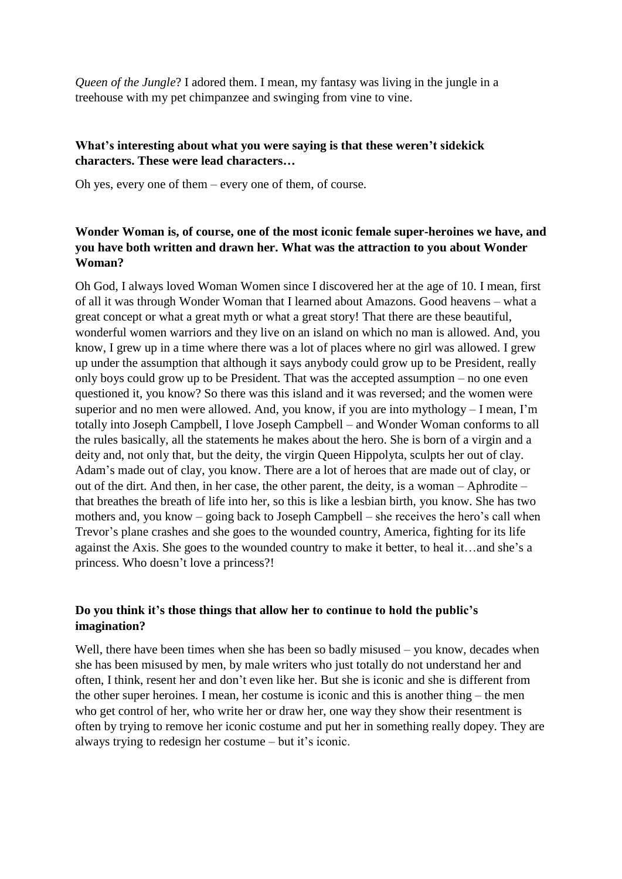*Queen of the Jungle*? I adored them. I mean, my fantasy was living in the jungle in a treehouse with my pet chimpanzee and swinging from vine to vine.

**What's interesting about what you were saying is that these weren't sidekick characters. These were lead characters…**

Oh yes, every one of them – every one of them, of course.

**Wonder Woman is, of course, one of the most iconic female super-heroines we have, and you have both written and drawn her. What was the attraction to you about Wonder Woman?**

Oh God, I always loved Woman Women since I discovered her at the age of 10. I mean, first of all it was through Wonder Woman that I learned about Amazons. Good heavens – what a great concept or what a great myth or what a great story! That there are these beautiful, wonderful women warriors and they live on an island on which no man is allowed. And, you know, I grew up in a time where there was a lot of places where no girl was allowed. I grew up under the assumption that although it says anybody could grow up to be President, really only boys could grow up to be President. That was the accepted assumption – no one even questioned it, you know? So there was this island and it was reversed; and the women were superior and no men were allowed. And, you know, if you are into mythology – I mean, I'm totally into Joseph Campbell, I love Joseph Campbell – and Wonder Woman conforms to all the rules basically, all the statements he makes about the hero. She is born of a virgin and a deity and, not only that, but the deity, the virgin Queen Hippolyta, sculpts her out of clay. Adam's made out of clay, you know. There are a lot of heroes that are made out of clay, or out of the dirt. And then, in her case, the other parent, the deity, is a woman – Aphrodite – that breathes the breath of life into her, so this is like a lesbian birth, you know. She has two mothers and, you know – going back to Joseph Campbell – she receives the hero's call when Trevor's plane crashes and she goes to the wounded country, America, fighting for its life against the Axis. She goes to the wounded country to make it better, to heal it…and she's a princess. Who doesn't love a princess?!

**Do you think it's those things that allow her to continue to hold the public's imagination?**

Well, there have been times when she has been so badly misused – you know, decades when she has been misused by men, by male writers who just totally do not understand her and often, I think, resent her and don't even like her. But she is iconic and she is different from the other super heroines. I mean, her costume is iconic and this is another thing – the men who get control of her, who write her or draw her, one way they show their resentment is often by trying to remove her iconic costume and put her in something really dopey. They are always trying to redesign her costume – but it's iconic.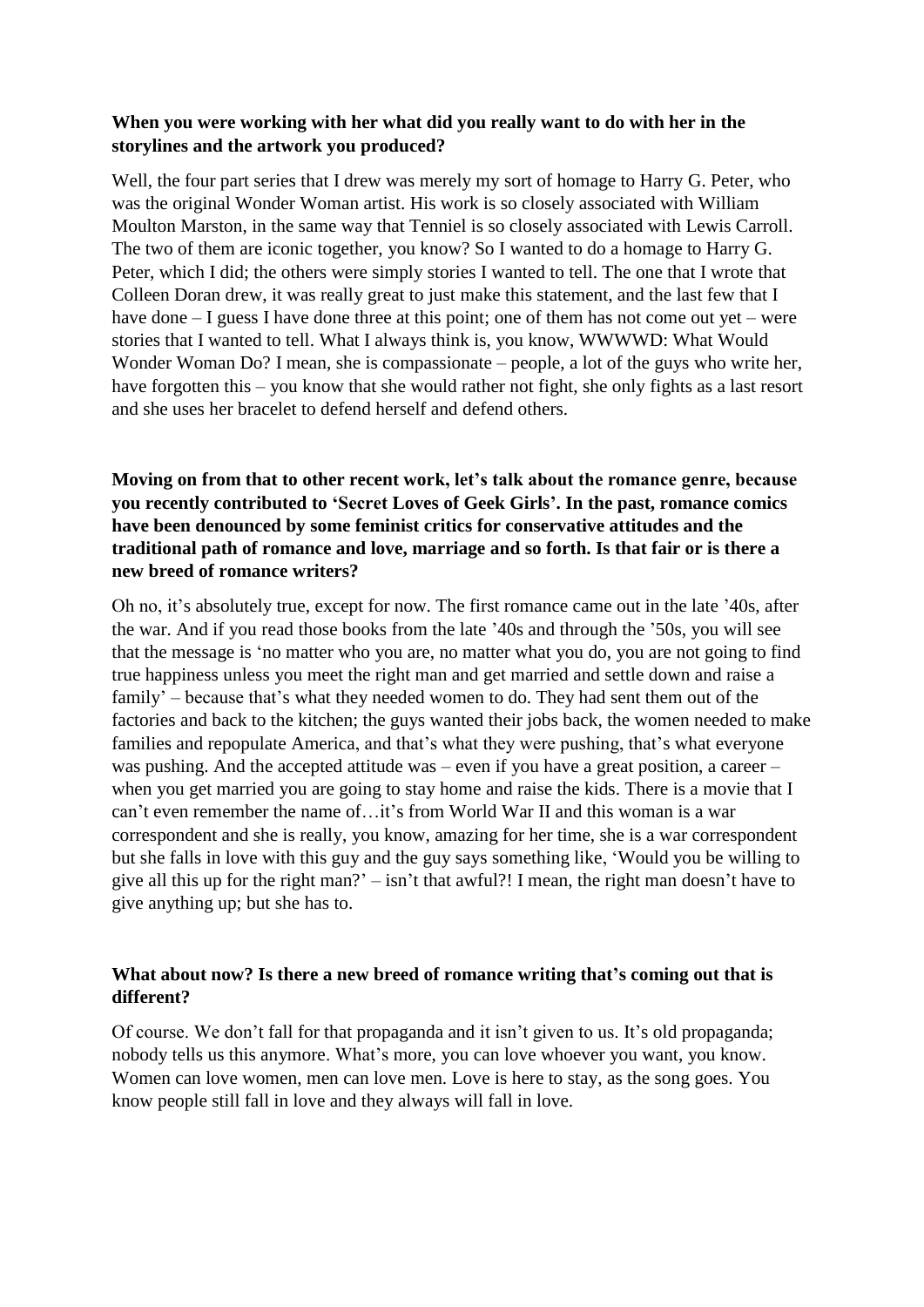**When you were working with her what did you really want to do with her in the storylines and the artwork you produced?**

Well, the four part series that I drew was merely my sort of homage to Harry G. Peter, who was the original Wonder Woman artist. His work is so closely associated with William Moulton Marston, in the same way that Tenniel is so closely associated with Lewis Carroll. The two of them are iconic together, you know? So I wanted to do a homage to Harry G. Peter, which I did; the others were simply stories I wanted to tell. The one that I wrote that Colleen Doran drew, it was really great to just make this statement, and the last few that I have done – I guess I have done three at this point; one of them has not come out yet – were stories that I wanted to tell. What I always think is, you know, WWWWD: What Would Wonder Woman Do? I mean, she is compassionate – people, a lot of the guys who write her, have forgotten this – you know that she would rather not fight, she only fights as a last resort and she uses her bracelet to defend herself and defend others.

**Moving on from that to other recent work, let's talk about the romance genre, because you recently contributed to 'Secret Loves of Geek Girls'. In the past, romance comics have been denounced by some feminist critics for conservative attitudes and the traditional path of romance and love, marriage and so forth. Is that fair or is there a new breed of romance writers?**

Oh no, it's absolutely true, except for now. The first romance came out in the late '40s, after the war. And if you read those books from the late '40s and through the '50s, you will see that the message is 'no matter who you are, no matter what you do, you are not going to find true happiness unless you meet the right man and get married and settle down and raise a family' – because that's what they needed women to do. They had sent them out of the factories and back to the kitchen; the guys wanted their jobs back, the women needed to make families and repopulate America, and that's what they were pushing, that's what everyone was pushing. And the accepted attitude was – even if you have a great position, a career – when you get married you are going to stay home and raise the kids. There is a movie that I can't even remember the name of…it's from World War II and this woman is a war correspondent and she is really, you know, amazing for her time, she is a war correspondent but she falls in love with this guy and the guy says something like, 'Would you be willing to give all this up for the right man?' – isn't that awful?! I mean, the right man doesn't have to give anything up; but she has to.

**What about now? Is there a new breed of romance writing that's coming out that is different?**

Of course. We don't fall for that propaganda and it isn't given to us. It's old propaganda; nobody tells us this anymore. What's more, you can love whoever you want, you know. Women can love women, men can love men. Love is here to stay, as the song goes. You know people still fall in love and they always will fall in love.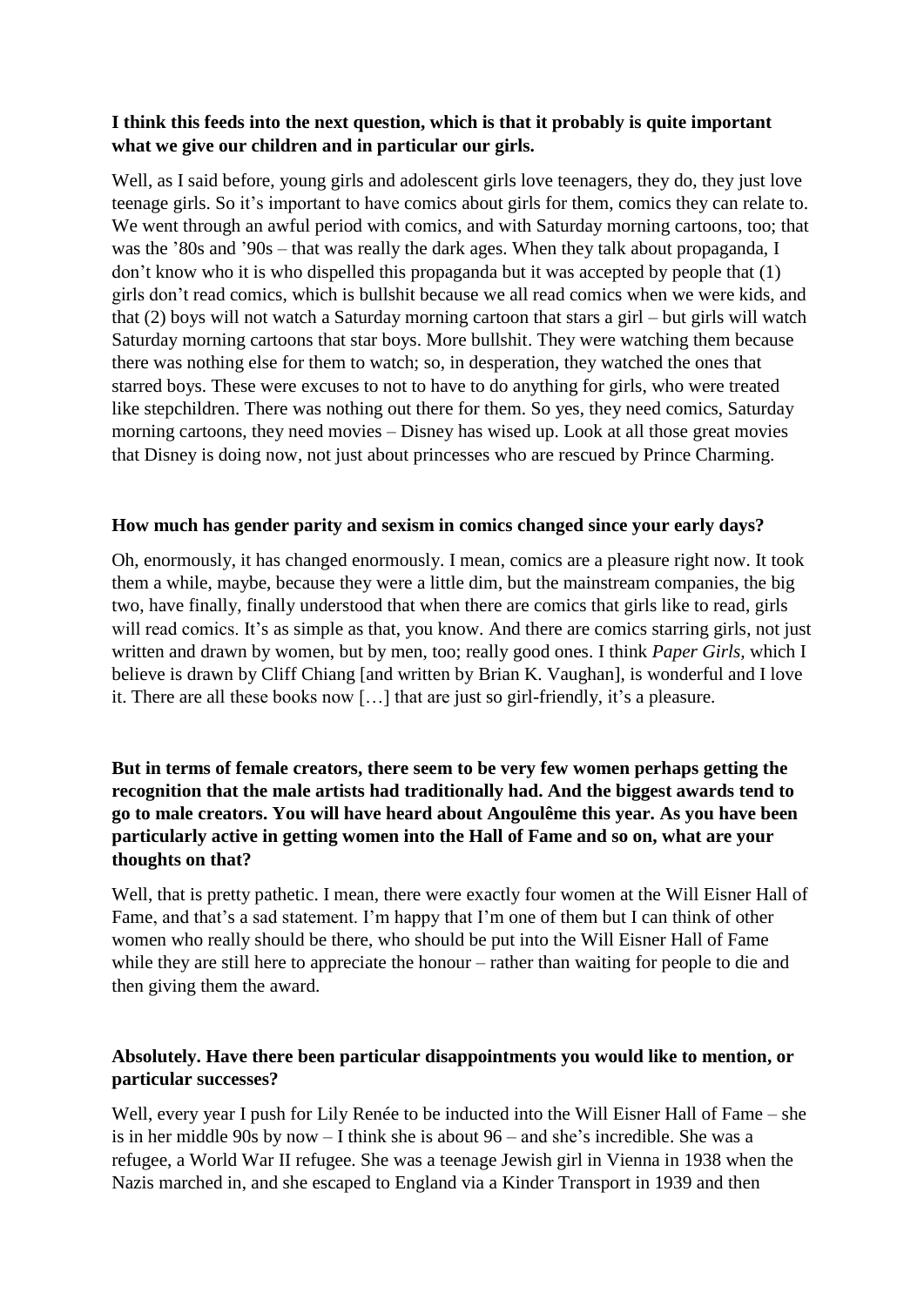**I think this feeds into the next question, which is that it probably is quite important what we give our children and in particular our girls.**

Well, as I said before, young girls and adolescent girls love teenagers, they do, they just love teenage girls. So it's important to have comics about girls for them, comics they can relate to. We went through an awful period with comics, and with Saturday morning cartoons, too; that was the '80s and '90s – that was really the dark ages. When they talk about propaganda, I don't know who it is who dispelled this propaganda but it was accepted by people that (1) girls don't read comics, which is bullshit because we all read comics when we were kids, and that (2) boys will not watch a Saturday morning cartoon that stars a girl – but girls will watch Saturday morning cartoons that star boys. More bullshit. They were watching them because there was nothing else for them to watch; so, in desperation, they watched the ones that starred boys. These were excuses to not to have to do anything for girls, who were treated like stepchildren. There was nothing out there for them. So yes, they need comics, Saturday morning cartoons, they need movies – Disney has wised up. Look at all those great movies that Disney is doing now, not just about princesses who are rescued by Prince Charming.

**How much has gender parity and sexism in comics changed since your early days?**

Oh, enormously, it has changed enormously. I mean, comics are a pleasure right now. It took them a while, maybe, because they were a little dim, but the mainstream companies, the big two, have finally, finally understood that when there are comics that girls like to read, girls will read comics. It's as simple as that, you know. And there are comics starring girls, not just written and drawn by women, but by men, too; really good ones. I think *Paper Girls*, which I believe is drawn by Cliff Chiang [and written by Brian K. Vaughan], is wonderful and I love it. There are all these books now […] that are just so girl-friendly, it's a pleasure.

**But in terms of female creators, there seem to be very few women perhaps getting the recognition that the male artists had traditionally had. And the biggest awards tend to go to male creators. You will have heard about Angoulême this year. As you have been particularly active in getting women into the Hall of Fame and so on, what are your thoughts on that?**

Well, that is pretty pathetic. I mean, there were exactly four women at the Will Eisner Hall of Fame, and that's a sad statement. I'm happy that I'm one of them but I can think of other women who really should be there, who should be put into the Will Eisner Hall of Fame while they are still here to appreciate the honour – rather than waiting for people to die and then giving them the award.

**Absolutely. Have there been particular disappointments you would like to mention, or particular successes?**

Well, every year I push for Lily Renée to be inducted into the Will Eisner Hall of Fame – she is in her middle 90s by now – I think she is about 96 – and she's incredible. She was a refugee, a World War II refugee. She was a teenage Jewish girl in Vienna in 1938 when the Nazis marched in, and she escaped to England via a Kinder Transport in 1939 and then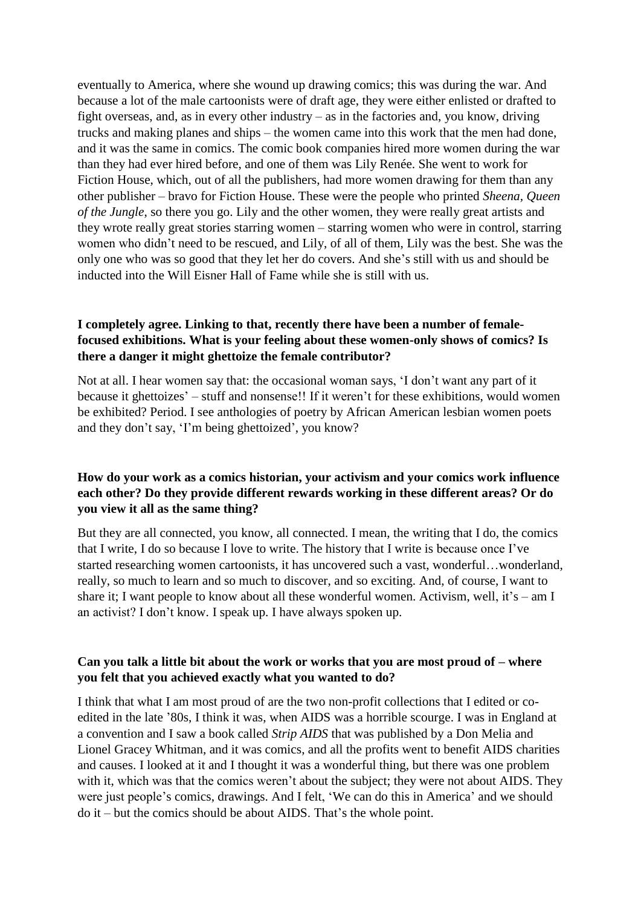eventually to America, where she wound up drawing comics; this was during the war. And because a lot of the male cartoonists were of draft age, they were either enlisted or drafted to fight overseas, and, as in every other industry – as in the factories and, you know, driving trucks and making planes and ships – the women came into this work that the men had done, and it was the same in comics. The comic book companies hired more women during the war than they had ever hired before, and one of them was Lily Renée. She went to work for Fiction House, which, out of all the publishers, had more women drawing for them than any other publisher – bravo for Fiction House. These were the people who printed *Sheena, Queen of the Jungle*, so there you go. Lily and the other women, they were really great artists and they wrote really great stories starring women – starring women who were in control, starring women who didn't need to be rescued, and Lily, of all of them, Lily was the best. She was the only one who was so good that they let her do covers. And she's still with us and should be inducted into the Will Eisner Hall of Fame while she is still with us.

**I completely agree. Linking to that, recently there have been a number of female-focused exhibitions. What is your feeling about these women-only shows of comics? Is there a danger it might ghettoize the female contributor?**

Not at all. I hear women say that: the occasional woman says, 'I don't want any part of it because it ghettoizes' – stuff and nonsense!! If it weren't for these exhibitions, would women be exhibited? Period. I see anthologies of poetry by African American lesbian women poets and they don't say, 'I'm being ghettoized', you know?

**How do your work as a comics historian, your activism and your comics work influence each other? Do they provide different rewards working in these different areas? Or do you view it all as the same thing?**

But they are all connected, you know, all connected. I mean, the writing that I do, the comics that I write, I do so because I love to write. The history that I write is because once I've started researching women cartoonists, it has uncovered such a vast, wonderful…wonderland, really, so much to learn and so much to discover, and so exciting. And, of course, I want to share it; I want people to know about all these wonderful women. Activism, well, it's – am I an activist? I don't know. I speak up. I have always spoken up.

**Can you talk a little bit about the work or works that you are most proud of – where you felt that you achieved exactly what you wanted to do?**

I think that what I am most proud of are the two non-profit collections that I edited or co-edited in the late '80s, I think it was, when AIDS was a horrible scourge. I was in England at a convention and I saw a book called *Strip AIDS* that was published by a Don Melia and Lionel Gracey Whitman, and it was comics, and all the profits went to benefit AIDS charities and causes. I looked at it and I thought it was a wonderful thing, but there was one problem with it, which was that the comics weren't about the subject; they were not about AIDS. They were just people's comics, drawings. And I felt, 'We can do this in America' and we should do it – but the comics should be about AIDS. That's the whole point.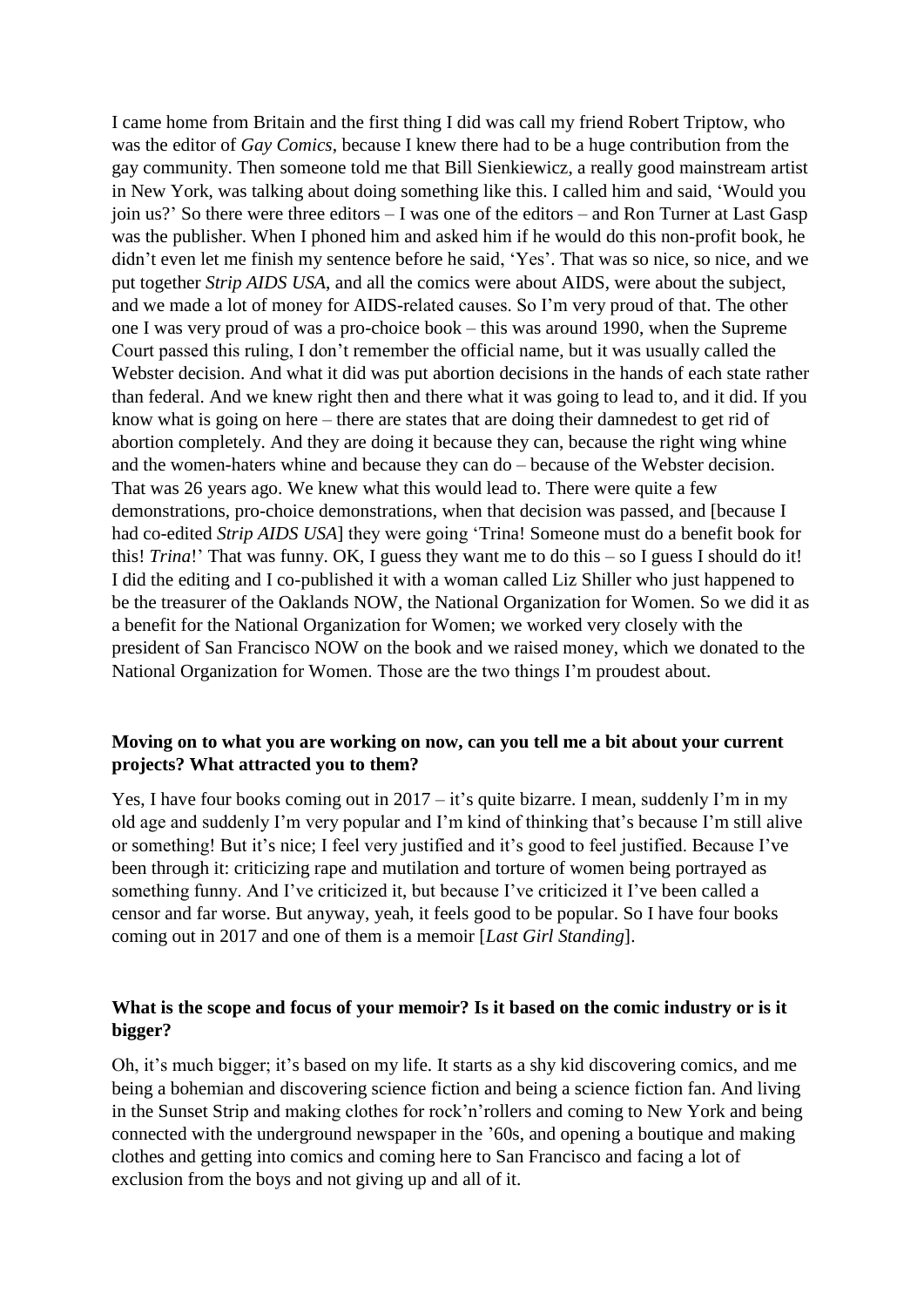I came home from Britain and the first thing I did was call my friend Robert Triptow, who was the editor of *Gay Comics*, because I knew there had to be a huge contribution from the gay community. Then someone told me that Bill Sienkiewicz, a really good mainstream artist in New York, was talking about doing something like this. I called him and said, 'Would you join us?' So there were three editors – I was one of the editors – and Ron Turner at Last Gasp was the publisher. When I phoned him and asked him if he would do this non-profit book, he didn't even let me finish my sentence before he said, 'Yes'. That was so nice, so nice, and we put together *Strip AIDS USA*, and all the comics were about AIDS, were about the subject, and we made a lot of money for AIDS-related causes. So I'm very proud of that. The other one I was very proud of was a pro-choice book – this was around 1990, when the Supreme Court passed this ruling, I don't remember the official name, but it was usually called the Webster decision. And what it did was put abortion decisions in the hands of each state rather than federal. And we knew right then and there what it was going to lead to, and it did. If you know what is going on here – there are states that are doing their damnedest to get rid of abortion completely. And they are doing it because they can, because the right wing whine and the women-haters whine and because they can do – because of the Webster decision. That was 26 years ago. We knew what this would lead to. There were quite a few demonstrations, pro-choice demonstrations, when that decision was passed, and [because I had co-edited *Strip AIDS USA*] they were going 'Trina! Someone must do a benefit book for this! *Trina*!' That was funny. OK, I guess they want me to do this – so I guess I should do it! I did the editing and I co-published it with a woman called Liz Shiller who just happened to be the treasurer of the Oaklands NOW, the National Organization for Women. So we did it as a benefit for the National Organization for Women; we worked very closely with the president of San Francisco NOW on the book and we raised money, which we donated to the National Organization for Women. Those are the two things I'm proudest about.

**Moving on to what you are working on now, can you tell me a bit about your current projects? What attracted you to them?**

Yes, I have four books coming out in 2017 – it's quite bizarre. I mean, suddenly I'm in my old age and suddenly I'm very popular and I'm kind of thinking that's because I'm still alive or something! But it's nice; I feel very justified and it's good to feel justified. Because I've been through it: criticizing rape and mutilation and torture of women being portrayed as something funny. And I've criticized it, but because I've criticized it I've been called a censor and far worse. But anyway, yeah, it feels good to be popular. So I have four books coming out in 2017 and one of them is a memoir [*Last Girl Standing*].

**What is the scope and focus of your memoir? Is it based on the comic industry or is it bigger?**

Oh, it's much bigger; it's based on my life. It starts as a shy kid discovering comics, and me being a bohemian and discovering science fiction and being a science fiction fan. And living in the Sunset Strip and making clothes for rock'n'rollers and coming to New York and being connected with the underground newspaper in the '60s, and opening a boutique and making clothes and getting into comics and coming here to San Francisco and facing a lot of exclusion from the boys and not giving up and all of it.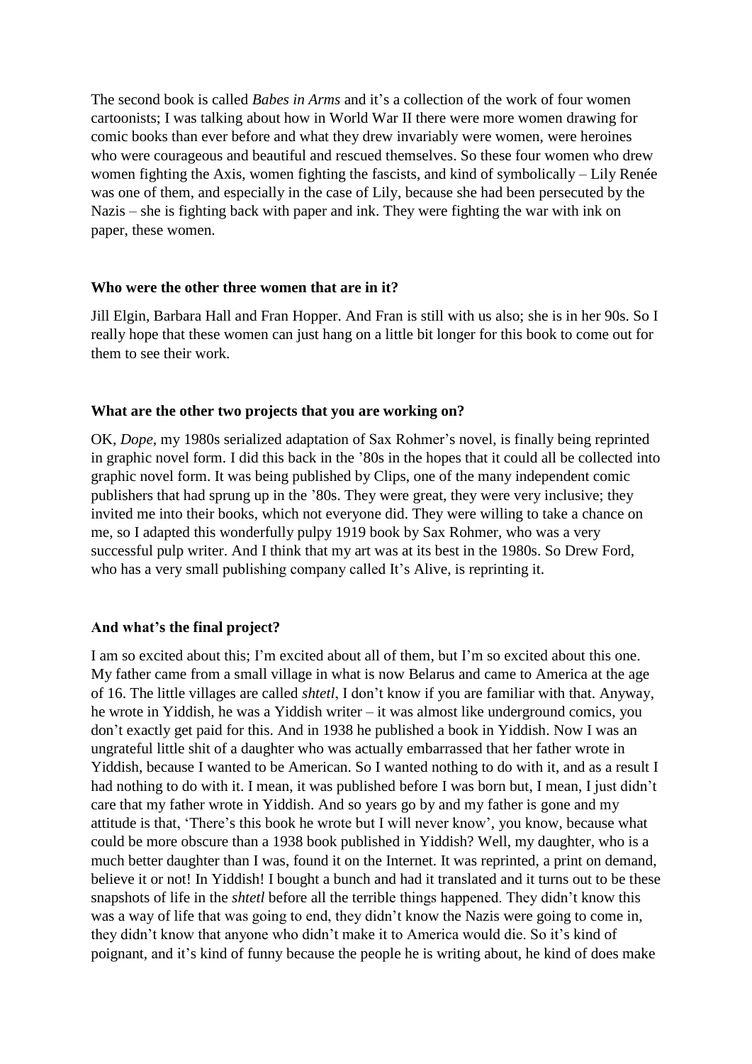The second book is called *Babes in Arms* and it's a collection of the work of four women cartoonists; I was talking about how in World War II there were more women drawing for comic books than ever before and what they drew invariably were women, were heroines who were courageous and beautiful and rescued themselves. So these four women who drew women fighting the Axis, women fighting the fascists, and kind of symbolically – Lily Renée was one of them, and especially in the case of Lily, because she had been persecuted by the Nazis – she is fighting back with paper and ink. They were fighting the war with ink on paper, these women.

**Who were the other three women that are in it?**

Jill Elgin, Barbara Hall and Fran Hopper. And Fran is still with us also; she is in her 90s. So I really hope that these women can just hang on a little bit longer for this book to come out for them to see their work.

**What are the other two projects that you are working on?**

OK, *Dope*, my 1980s serialized adaptation of Sax Rohmer's novel, is finally being reprinted in graphic novel form. I did this back in the '80s in the hopes that it could all be collected into graphic novel form. It was being published by Clips, one of the many independent comic publishers that had sprung up in the '80s. They were great, they were very inclusive; they invited me into their books, which not everyone did. They were willing to take a chance on me, so I adapted this wonderfully pulpy 1919 book by Sax Rohmer, who was a very successful pulp writer. And I think that my art was at its best in the 1980s. So Drew Ford, who has a very small publishing company called It's Alive, is reprinting it.

**And what's the final project?**

I am so excited about this; I'm excited about all of them, but I'm so excited about this one. My father came from a small village in what is now Belarus and came to America at the age of 16. The little villages are called *shtetl*, I don't know if you are familiar with that. Anyway, he wrote in Yiddish, he was a Yiddish writer – it was almost like underground comics, you don't exactly get paid for this. And in 1938 he published a book in Yiddish. Now I was an ungrateful little shit of a daughter who was actually embarrassed that her father wrote in Yiddish, because I wanted to be American. So I wanted nothing to do with it, and as a result I had nothing to do with it. I mean, it was published before I was born but, I mean, I just didn't care that my father wrote in Yiddish. And so years go by and my father is gone and my attitude is that, 'There's this book he wrote but I will never know', you know, because what could be more obscure than a 1938 book published in Yiddish? Well, my daughter, who is a much better daughter than I was, found it on the Internet. It was reprinted, a print on demand, believe it or not! In Yiddish! I bought a bunch and had it translated and it turns out to be these snapshots of life in the *shtetl* before all the terrible things happened. They didn't know this was a way of life that was going to end, they didn't know the Nazis were going to come in, they didn't know that anyone who didn't make it to America would die. So it's kind of poignant, and it's kind of funny because the people he is writing about, he kind of does make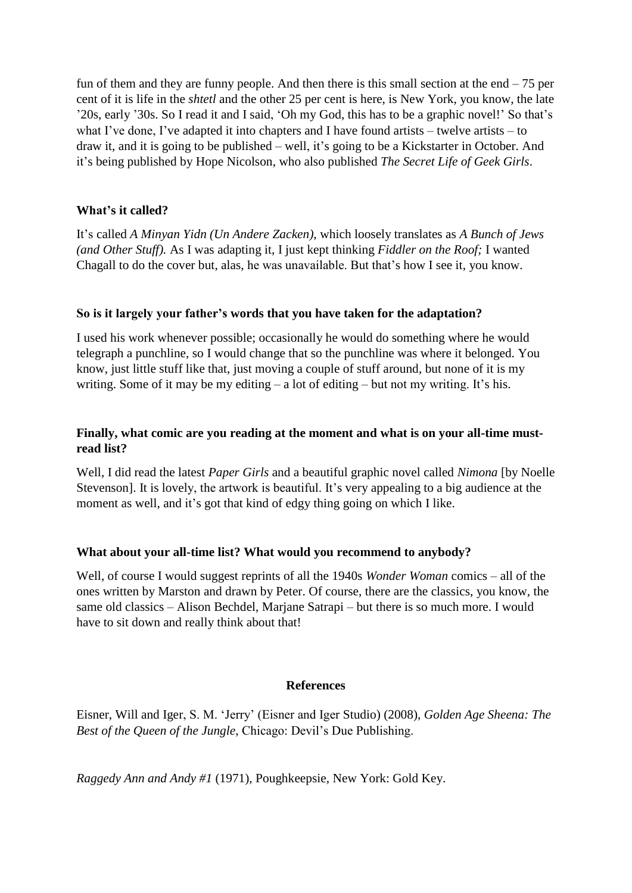fun of them and they are funny people. And then there is this small section at the end – 75 per cent of it is life in the *shtetl* and the other 25 per cent is here, is New York, you know, the late '20s, early '30s. So I read it and I said, 'Oh my God, this has to be a graphic novel!' So that's what I've done, I've adapted it into chapters and I have found artists – twelve artists – to draw it, and it is going to be published – well, it's going to be a Kickstarter in October. And it's being published by Hope Nicolson, who also published *The Secret Life of Geek Girls*.

**What's it called?**

It's called *A Minyan Yidn (Un Andere Zacken)*, which loosely translates as *A Bunch of Jews (and Other Stuff).* As I was adapting it, I just kept thinking *Fiddler on the Roof;* I wanted Chagall to do the cover but, alas, he was unavailable. But that's how I see it, you know.

**So is it largely your father's words that you have taken for the adaptation?**

I used his work whenever possible; occasionally he would do something where he would telegraph a punchline, so I would change that so the punchline was where it belonged. You know, just little stuff like that, just moving a couple of stuff around, but none of it is my writing. Some of it may be my editing – a lot of editing – but not my writing. It's his.

**Finally, what comic are you reading at the moment and what is on your all-time must-read list?**

Well, I did read the latest *Paper Girls* and a beautiful graphic novel called *Nimona* [by Noelle Stevenson]. It is lovely, the artwork is beautiful. It's very appealing to a big audience at the moment as well, and it's got that kind of edgy thing going on which I like.

**What about your all-time list? What would you recommend to anybody?**

Well, of course I would suggest reprints of all the 1940s *Wonder Woman* comics – all of the ones written by Marston and drawn by Peter. Of course, there are the classics, you know, the same old classics – Alison Bechdel, Marjane Satrapi – but there is so much more. I would have to sit down and really think about that!

## References

Eisner, Will and Iger, S. M. 'Jerry' (Eisner and Iger Studio) (2008), *Golden Age Sheena: The Best of the Queen of the Jungle*, Chicago: Devil's Due Publishing.

*Raggedy Ann and Andy #1* (1971), Poughkeepsie, New York: Gold Key.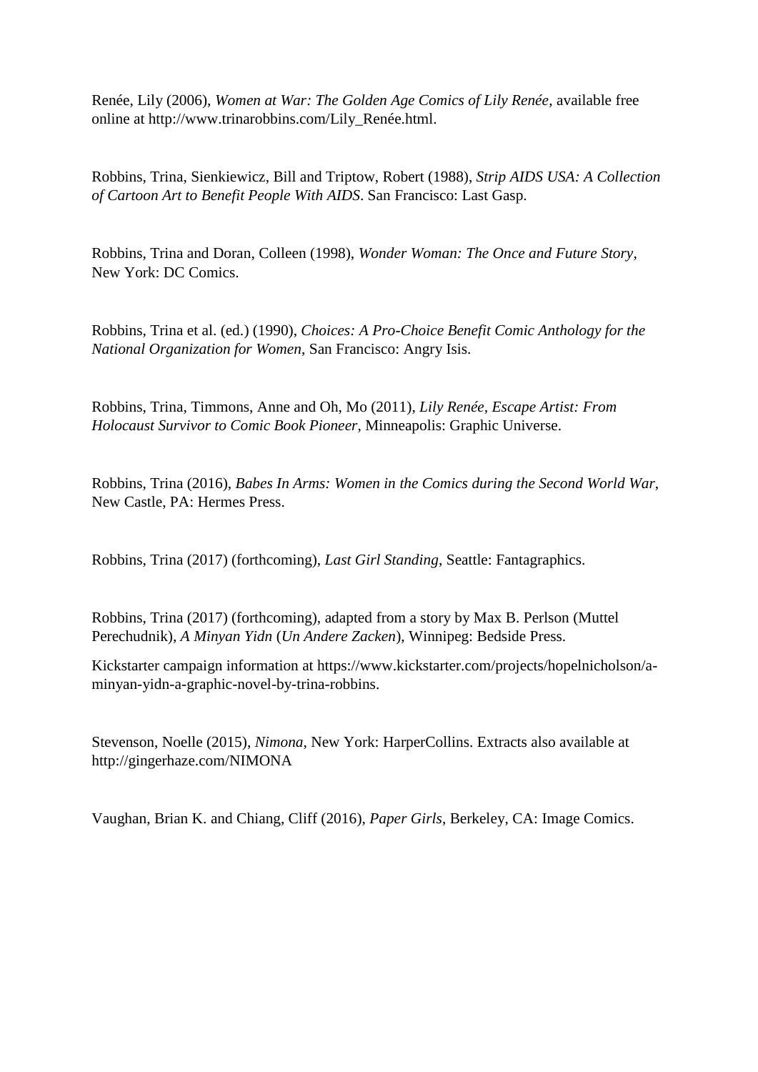Renée, Lily (2006), *Women at War: The Golden Age Comics of Lily Renée*, available free online at http://www.trinarobbins.com/Lily_Renée.html.

Robbins, Trina, Sienkiewicz, Bill and Triptow, Robert (1988), *Strip AIDS USA: A Collection of Cartoon Art to Benefit People With AIDS*. San Francisco: Last Gasp.

Robbins, Trina and Doran, Colleen (1998), *Wonder Woman: The Once and Future Story*, New York: DC Comics.

Robbins, Trina et al. (ed.) (1990), *Choices: A Pro-Choice Benefit Comic Anthology for the National Organization for Women*, San Francisco: Angry Isis.

Robbins, Trina, Timmons, Anne and Oh, Mo (2011), *Lily Renée, Escape Artist: From Holocaust Survivor to Comic Book Pioneer*, Minneapolis: Graphic Universe.

Robbins, Trina (2016), *Babes In Arms: Women in the Comics during the Second World War*, New Castle, PA: Hermes Press.

Robbins, Trina (2017) (forthcoming), *Last Girl Standing*, Seattle: Fantagraphics.

Robbins, Trina (2017) (forthcoming), adapted from a story by Max B. Perlson (Muttel Perechudnik), *A Minyan Yidn* (*Un Andere Zacken*), Winnipeg: Bedside Press.

Kickstarter campaign information at https://www.kickstarter.com/projects/hopelnicholson/a-minyan-yidn-a-graphic-novel-by-trina-robbins.

Stevenson, Noelle (2015), *Nimona*, New York: HarperCollins. Extracts also available at http://gingerhaze.com/NIMONA

Vaughan, Brian K. and Chiang, Cliff (2016), *Paper Girls*, Berkeley, CA: Image Comics.